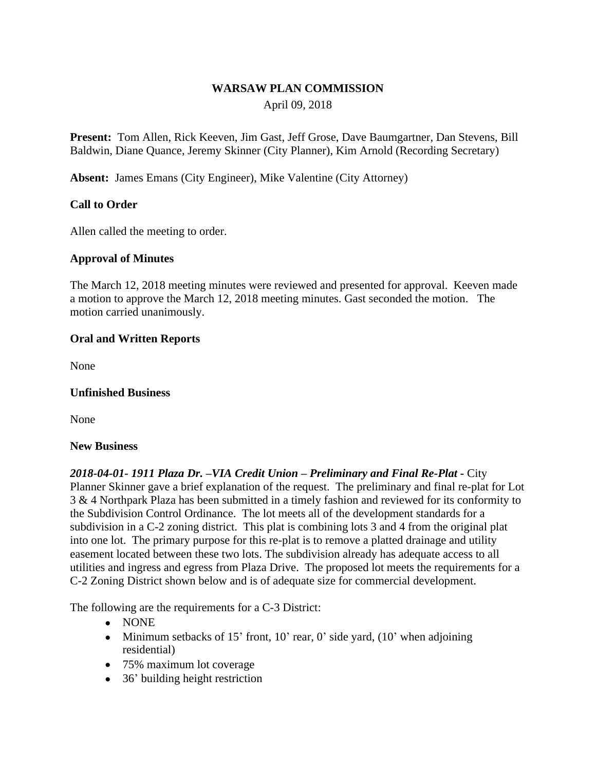# WARSAW PLAN COMMISSION

April 09, 2018

**Present:** Tom Allen, Rick Keeven, Jim Gast, Jeff Grose, Dave Baumgartner, Dan Stevens, Bill Baldwin, Diane Quance, Jeremy Skinner (City Planner), Kim Arnold (Recording Secretary)

**Absent:** James Emans (City Engineer), Mike Valentine (City Attorney)

**Call to Order**

Allen called the meeting to order.

**Approval of Minutes**

The March 12, 2018 meeting minutes were reviewed and presented for approval. Keeven made a motion to approve the March 12, 2018 meeting minutes. Gast seconded the motion. The motion carried unanimously.

**Oral and Written Reports**

None

**Unfinished Business**

None

**New Business**

***2018-04-01- 1911 Plaza Dr. –VIA Credit Union – Preliminary and Final Re-Plat*** - City Planner Skinner gave a brief explanation of the request. The preliminary and final re-plat for Lot 3 & 4 Northpark Plaza has been submitted in a timely fashion and reviewed for its conformity to the Subdivision Control Ordinance. The lot meets all of the development standards for a subdivision in a C-2 zoning district. This plat is combining lots 3 and 4 from the original plat into one lot. The primary purpose for this re-plat is to remove a platted drainage and utility easement located between these two lots. The subdivision already has adequate access to all utilities and ingress and egress from Plaza Drive. The proposed lot meets the requirements for a C-2 Zoning District shown below and is of adequate size for commercial development.

The following are the requirements for a C-3 District:

- NONE
- Minimum setbacks of 15' front, 10' rear, 0' side yard, (10' when adjoining residential)
- 75% maximum lot coverage
- 36' building height restriction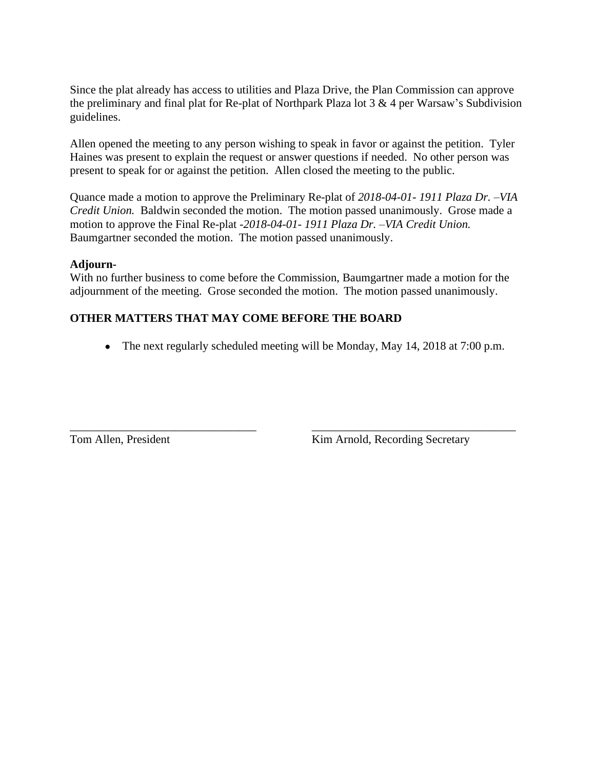Since the plat already has access to utilities and Plaza Drive, the Plan Commission can approve the preliminary and final plat for Re-plat of Northpark Plaza lot 3 & 4 per Warsaw's Subdivision guidelines.

Allen opened the meeting to any person wishing to speak in favor or against the petition. Tyler Haines was present to explain the request or answer questions if needed. No other person was present to speak for or against the petition. Allen closed the meeting to the public.

Quance made a motion to approve the Preliminary Re-plat of *2018-04-01- 1911 Plaza Dr. –VIA Credit Union.* Baldwin seconded the motion. The motion passed unanimously. Grose made a motion to approve the Final Re-plat -*2018-04-01- 1911 Plaza Dr. –VIA Credit Union.* Baumgartner seconded the motion. The motion passed unanimously.

**Adjourn-**
With no further business to come before the Commission, Baumgartner made a motion for the adjournment of the meeting. Grose seconded the motion. The motion passed unanimously.

**OTHER MATTERS THAT MAY COME BEFORE THE BOARD**

- The next regularly scheduled meeting will be Monday, May 14, 2018 at 7:00 p.m.

________________________________ ___________________________________

Tom Allen, President Kim Arnold, Recording Secretary